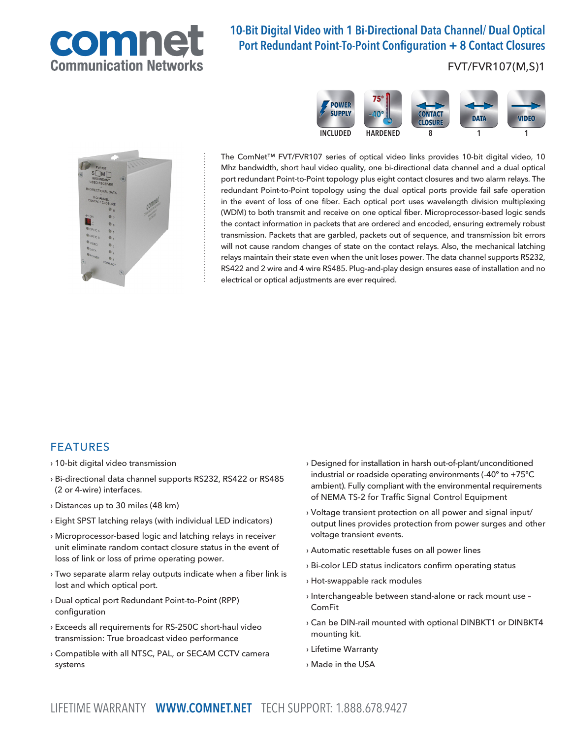# 10-Bit Digital Video with 1 Bi-Directional Data Channel/ Dual Optical Port Redundant Point-To-Point Configuration + 8 Contact Closures

FVT/FVR107(M,S)1

POWER SUPPLY INCLUDED | HARDENED 75° -40° | CONTACT CLOSURE 8 | DATA 1 | VIDEO 1

The ComNet™ FVT/FVR107 series of optical video links provides 10-bit digital video, 10 Mhz bandwidth, short haul video quality, one bi-directional data channel and a dual optical port redundant Point-to-Point topology plus eight contact closures and two alarm relays. The redundant Point-to-Point topology using the dual optical ports provide fail safe operation in the event of loss of one fiber. Each optical port uses wavelength division multiplexing (WDM) to both transmit and receive on one optical fiber. Microprocessor-based logic sends the contact information in packets that are ordered and encoded, ensuring extremely robust transmission. Packets that are garbled, packets out of sequence, and transmission bit errors will not cause random changes of state on the contact relays. Also, the mechanical latching relays maintain their state even when the unit loses power. The data channel supports RS232, RS422 and 2 wire and 4 wire RS485. Plug-and-play design ensures ease of installation and no electrical or optical adjustments are ever required.

## FEATURES

- 10-bit digital video transmission
- Bi-directional data channel supports RS232, RS422 or RS485 (2 or 4-wire) interfaces.
- Distances up to 30 miles (48 km)
- Eight SPST latching relays (with individual LED indicators)
- Microprocessor-based logic and latching relays in receiver unit eliminate random contact closure status in the event of loss of link or loss of prime operating power.
- Two separate alarm relay outputs indicate when a fiber link is lost and which optical port.
- Dual optical port Redundant Point-to-Point (RPP) configuration
- Exceeds all requirements for RS-250C short-haul video transmission: True broadcast video performance
- Compatible with all NTSC, PAL, or SECAM CCTV camera systems
- Designed for installation in harsh out-of-plant/unconditioned industrial or roadside operating environments (-40° to +75°C ambient). Fully compliant with the environmental requirements of NEMA TS-2 for Traffic Signal Control Equipment
- Voltage transient protection on all power and signal input/output lines provides protection from power surges and other voltage transient events.
- Automatic resettable fuses on all power lines
- Bi-color LED status indicators confirm operating status
- Hot-swappable rack modules
- Interchangeable between stand-alone or rack mount use – ComFit
- Can be DIN-rail mounted with optional DINBKT1 or DINBKT4 mounting kit.
- Lifetime Warranty
- Made in the USA

LIFETIME WARRANTY **WWW.COMNET.NET** TECH SUPPORT: 1.888.678.9427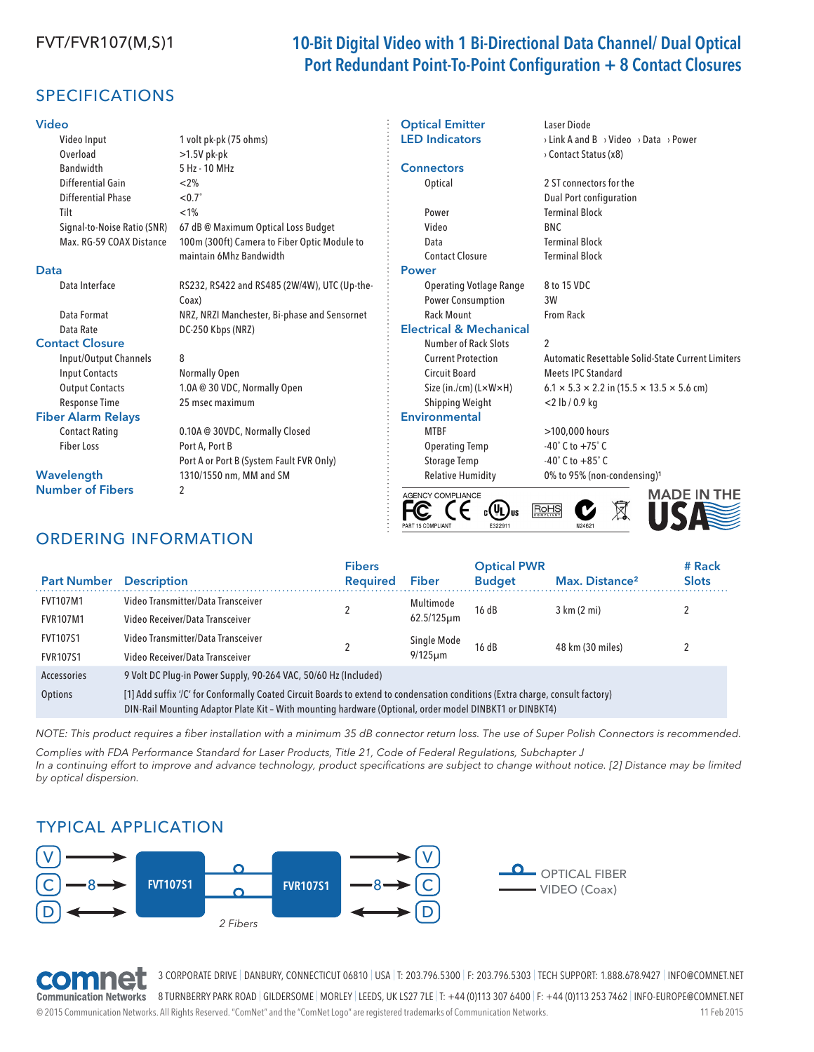FVT/FVR107(M,S)1

# 10-Bit Digital Video with 1 Bi-Directional Data Channel/ Dual Optical Port Redundant Point-To-Point Configuration + 8 Contact Closures

## SPECIFICATIONS

### Video

| | |
|---|---|
| Video Input | 1 volt pk-pk (75 ohms) |
| Overload | >1.5V pk-pk |
| Bandwidth | 5 Hz - 10 MHz |
| Differential Gain | <2% |
| Differential Phase | <0.7˚ |
| Tilt | <1% |
| Signal-to-Noise Ratio (SNR) | 67 dB @ Maximum Optical Loss Budget |
| Max. RG-59 COAX Distance | 100m (300ft) Camera to Fiber Optic Module to maintain 6Mhz Bandwidth |

### Data

| | |
|---|---|
| Data Interface | RS232, RS422 and RS485 (2W/4W), UTC (Up-the-Coax) |
| Data Format | NRZ, NRZI Manchester, Bi-phase and Sensornet |
| Data Rate | DC-250 Kbps (NRZ) |

### Contact Closure

| | |
|---|---|
| Input/Output Channels | 8 |
| Input Contacts | Normally Open |
| Output Contacts | 1.0A @ 30 VDC, Normally Open |
| Response Time | 25 msec maximum |

### Fiber Alarm Relays

| | |
|---|---|
| Contact Rating | 0.10A @ 30VDC, Normally Closed |
| Fiber Loss | Port A, Port B<br>Port A or Port B (System Fault FVR Only) |

**Wavelength** 1310/1550 nm, MM and SM

**Number of Fibers** 2

**Optical Emitter** Laser Diode

**LED Indicators** › Link A and B › Video › Data › Power › Contact Status (x8)

### Connectors

| | |
|---|---|
| Optical | 2 ST connectors for the Dual Port configuration |
| Power | Terminal Block |
| Video | BNC |
| Data | Terminal Block |
| Contact Closure | Terminal Block |

### Power

| | |
|---|---|
| Operating Votlage Range | 8 to 15 VDC |
| Power Consumption | 3W |
| Rack Mount | From Rack |

### Electrical & Mechanical

| | |
|---|---|
| Number of Rack Slots | 2 |
| Current Protection | Automatic Resettable Solid-State Current Limiters |
| Circuit Board | Meets IPC Standard |
| Size (in./cm) (L×W×H) | 6.1 × 5.3 × 2.2 in (15.5 × 13.5 × 5.6 cm) |
| Shipping Weight | <2 lb / 0.9 kg |

### Environmental

| | |
|---|---|
| MTBF | >100,000 hours |
| Operating Temp | -40˚ C to +75˚ C |
| Storage Temp | -40˚ C to +85˚ C |
| Relative Humidity | 0% to 95% (non-condensing)[1] |

AGENCY COMPLIANCE — FC PART 15 COMPLIANT, CE, cULus E322911, RoHS COMPLIANT, N24621 — MADE IN THE USA

## ORDERING INFORMATION

| Part Number | Description | Fibers Required | Fiber | Optical PWR Budget | Max. Distance[2] | # Rack Slots |
|---|---|---|---|---|---|---|
| FVT107M1 | Video Transmitter/Data Transceiver | 2 | Multimode 62.5/125µm | 16 dB | 3 km (2 mi) | 2 |
| FVR107M1 | Video Receiver/Data Transceiver | | | | | |
| FVT107S1 | Video Transmitter/Data Transceiver | 2 | Single Mode 9/125µm | 16 dB | 48 km (30 miles) | 2 |
| FVR107S1 | Video Receiver/Data Transceiver | | | | | |
| Accessories | 9 Volt DC Plug-in Power Supply, 90-264 VAC, 50/60 Hz (Included) | | | | | |
| Options | [1] Add suffix '/C' for Conformally Coated Circuit Boards to extend to condensation conditions (Extra charge, consult factory)<br>DIN-Rail Mounting Adaptor Plate Kit – With mounting hardware (Optional, order model DINBKT1 or DINBKT4) | | | | | |

*NOTE: This product requires a fiber installation with a minimum 35 dB connector return loss. The use of Super Polish Connectors is recommended.*

*Complies with FDA Performance Standard for Laser Products, Title 21, Code of Federal Regulations, Subchapter J*
*In a continuing effort to improve and advance technology, product specifications are subject to change without notice. [2] Distance may be limited by optical dispersion.*

## TYPICAL APPLICATION

V
C 8
D
FVT107S1
FVR107S1
8
V
C
D
2 Fibers
OPTICAL FIBER
VIDEO (Coax)

comnet Communication Networks

3 CORPORATE DRIVE | DANBURY, CONNECTICUT 06810 | USA | T: 203.796.5300 | F: 203.796.5303 | TECH SUPPORT: 1.888.678.9427 | INFO@COMNET.NET

8 TURNBERRY PARK ROAD | GILDERSOME | MORLEY | LEEDS, UK LS27 7LE | T: +44 (0)113 307 6400 | F: +44 (0)113 253 7462 | INFO-EUROPE@COMNET.NET

© 2015 Communication Networks. All Rights Reserved. "ComNet" and the "ComNet Logo" are registered trademarks of Communication Networks. 11 Feb 2015